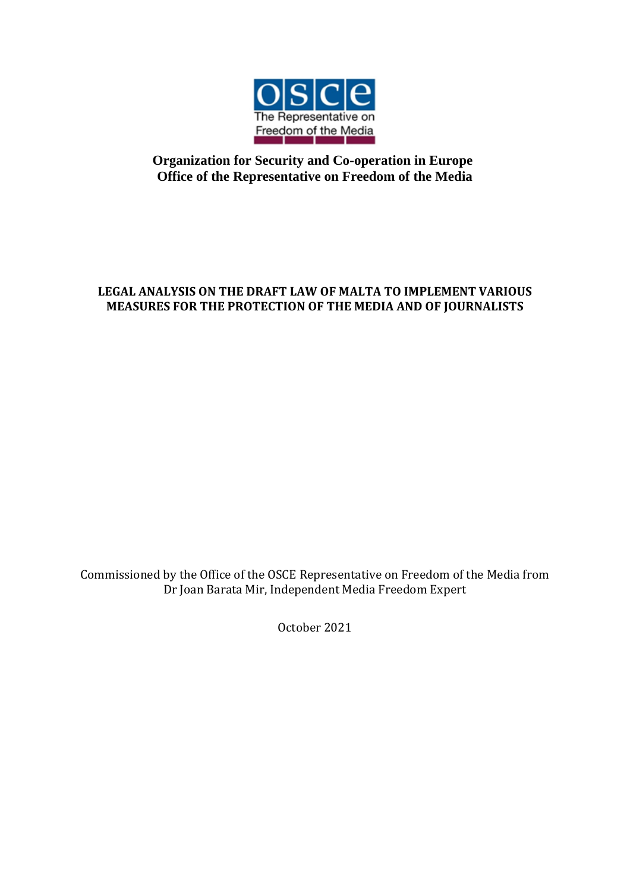OSCE
The Representative on
Freedom of the Media

**Organization for Security and Co-operation in Europe**
**Office of the Representative on Freedom of the Media**

# LEGAL ANALYSIS ON THE DRAFT LAW OF MALTA TO IMPLEMENT VARIOUS MEASURES FOR THE PROTECTION OF THE MEDIA AND OF JOURNALISTS

Commissioned by the Office of the OSCE Representative on Freedom of the Media from Dr Joan Barata Mir, Independent Media Freedom Expert

October 2021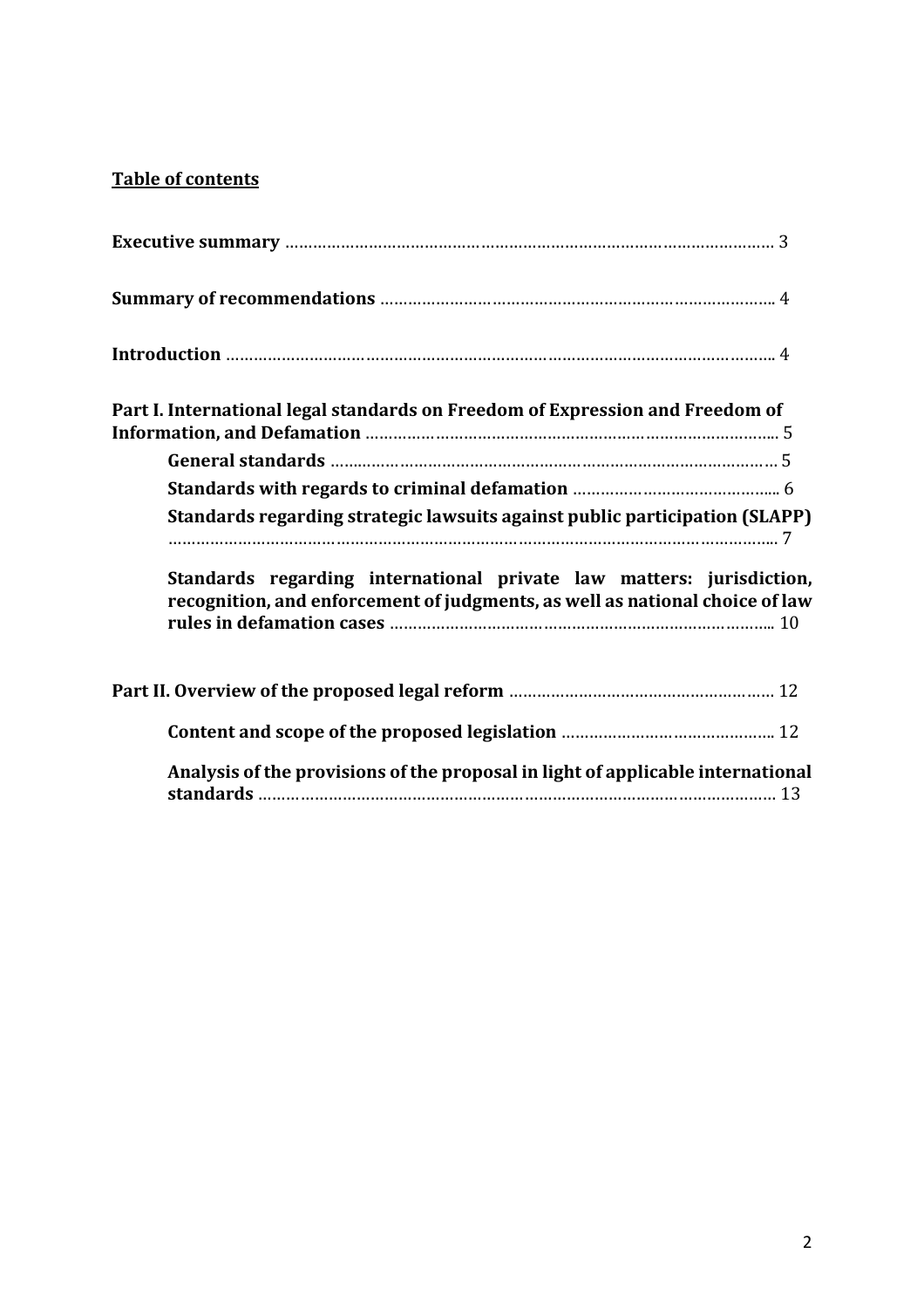**Table of contents**

**Executive summary** ........................................................................................................ 3

**Summary of recommendations** ................................................................................... 4

**Introduction** ...................................................................................................................... 4

**Part I. International legal standards on Freedom of Expression and Freedom of Information, and Defamation** ....................................................................................... 5

- **General standards** ........................................................................................................ 5
- **Standards with regards to criminal defamation** ........................................................ 6
- **Standards regarding strategic lawsuits against public participation (SLAPP)** ....................................................................................................................................... 7
- **Standards regarding international private law matters: jurisdiction, recognition, and enforcement of judgments, as well as national choice of law rules in defamation cases** .................................................................................... 10

**Part II. Overview of the proposed legal reform** ............................................................ 12

- **Content and scope of the proposed legislation** .......................................................... 12
- **Analysis of the provisions of the proposal in light of applicable international standards** ............................................................................................................................ 13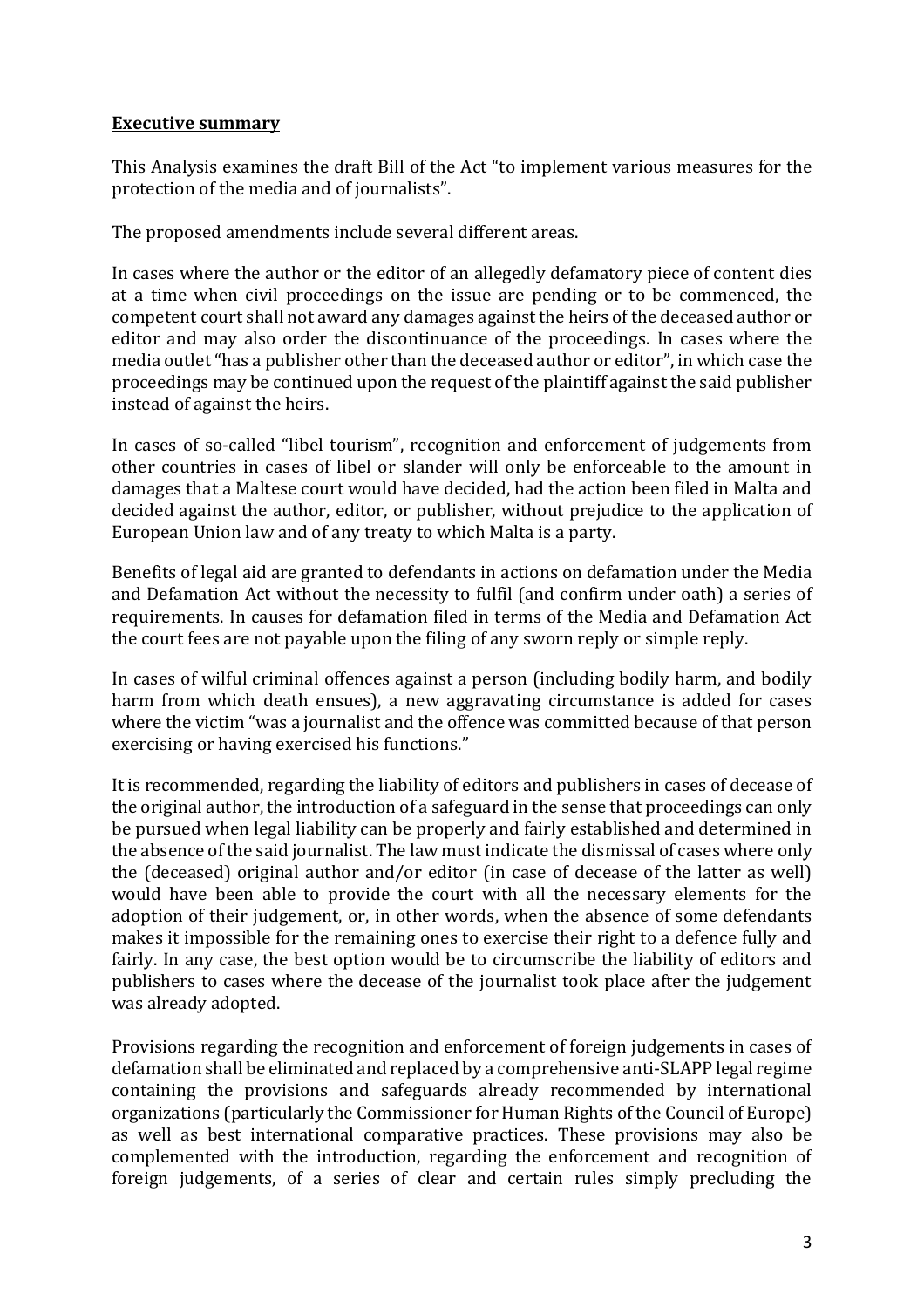**Executive summary**

This Analysis examines the draft Bill of the Act "to implement various measures for the protection of the media and of journalists".

The proposed amendments include several different areas.

In cases where the author or the editor of an allegedly defamatory piece of content dies at a time when civil proceedings on the issue are pending or to be commenced, the competent court shall not award any damages against the heirs of the deceased author or editor and may also order the discontinuance of the proceedings. In cases where the media outlet "has a publisher other than the deceased author or editor", in which case the proceedings may be continued upon the request of the plaintiff against the said publisher instead of against the heirs.

In cases of so-called "libel tourism", recognition and enforcement of judgements from other countries in cases of libel or slander will only be enforceable to the amount in damages that a Maltese court would have decided, had the action been filed in Malta and decided against the author, editor, or publisher, without prejudice to the application of European Union law and of any treaty to which Malta is a party.

Benefits of legal aid are granted to defendants in actions on defamation under the Media and Defamation Act without the necessity to fulfil (and confirm under oath) a series of requirements. In causes for defamation filed in terms of the Media and Defamation Act the court fees are not payable upon the filing of any sworn reply or simple reply.

In cases of wilful criminal offences against a person (including bodily harm, and bodily harm from which death ensues), a new aggravating circumstance is added for cases where the victim "was a journalist and the offence was committed because of that person exercising or having exercised his functions."

It is recommended, regarding the liability of editors and publishers in cases of decease of the original author, the introduction of a safeguard in the sense that proceedings can only be pursued when legal liability can be properly and fairly established and determined in the absence of the said journalist. The law must indicate the dismissal of cases where only the (deceased) original author and/or editor (in case of decease of the latter as well) would have been able to provide the court with all the necessary elements for the adoption of their judgement, or, in other words, when the absence of some defendants makes it impossible for the remaining ones to exercise their right to a defence fully and fairly. In any case, the best option would be to circumscribe the liability of editors and publishers to cases where the decease of the journalist took place after the judgement was already adopted.

Provisions regarding the recognition and enforcement of foreign judgements in cases of defamation shall be eliminated and replaced by a comprehensive anti-SLAPP legal regime containing the provisions and safeguards already recommended by international organizations (particularly the Commissioner for Human Rights of the Council of Europe) as well as best international comparative practices. These provisions may also be complemented with the introduction, regarding the enforcement and recognition of foreign judgements, of a series of clear and certain rules simply precluding the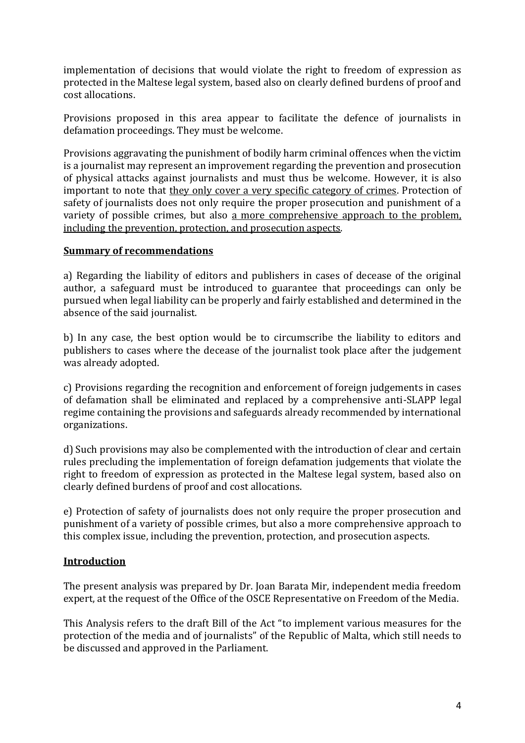implementation of decisions that would violate the right to freedom of expression as protected in the Maltese legal system, based also on clearly defined burdens of proof and cost allocations.

Provisions proposed in this area appear to facilitate the defence of journalists in defamation proceedings. They must be welcome.

Provisions aggravating the punishment of bodily harm criminal offences when the victim is a journalist may represent an improvement regarding the prevention and prosecution of physical attacks against journalists and must thus be welcome. However, it is also important to note that <u>they only cover a very specific category of crimes</u>. Protection of safety of journalists does not only require the proper prosecution and punishment of a variety of possible crimes, but also <u>a more comprehensive approach to the problem, including the prevention, protection, and prosecution aspects</u>.

## Summary of recommendations

a) Regarding the liability of editors and publishers in cases of decease of the original author, a safeguard must be introduced to guarantee that proceedings can only be pursued when legal liability can be properly and fairly established and determined in the absence of the said journalist.

b) In any case, the best option would be to circumscribe the liability to editors and publishers to cases where the decease of the journalist took place after the judgement was already adopted.

c) Provisions regarding the recognition and enforcement of foreign judgements in cases of defamation shall be eliminated and replaced by a comprehensive anti-SLAPP legal regime containing the provisions and safeguards already recommended by international organizations.

d) Such provisions may also be complemented with the introduction of clear and certain rules precluding the implementation of foreign defamation judgements that violate the right to freedom of expression as protected in the Maltese legal system, based also on clearly defined burdens of proof and cost allocations.

e) Protection of safety of journalists does not only require the proper prosecution and punishment of a variety of possible crimes, but also a more comprehensive approach to this complex issue, including the prevention, protection, and prosecution aspects.

## Introduction

The present analysis was prepared by Dr. Joan Barata Mir, independent media freedom expert, at the request of the Office of the OSCE Representative on Freedom of the Media.

This Analysis refers to the draft Bill of the Act "to implement various measures for the protection of the media and of journalists" of the Republic of Malta, which still needs to be discussed and approved in the Parliament.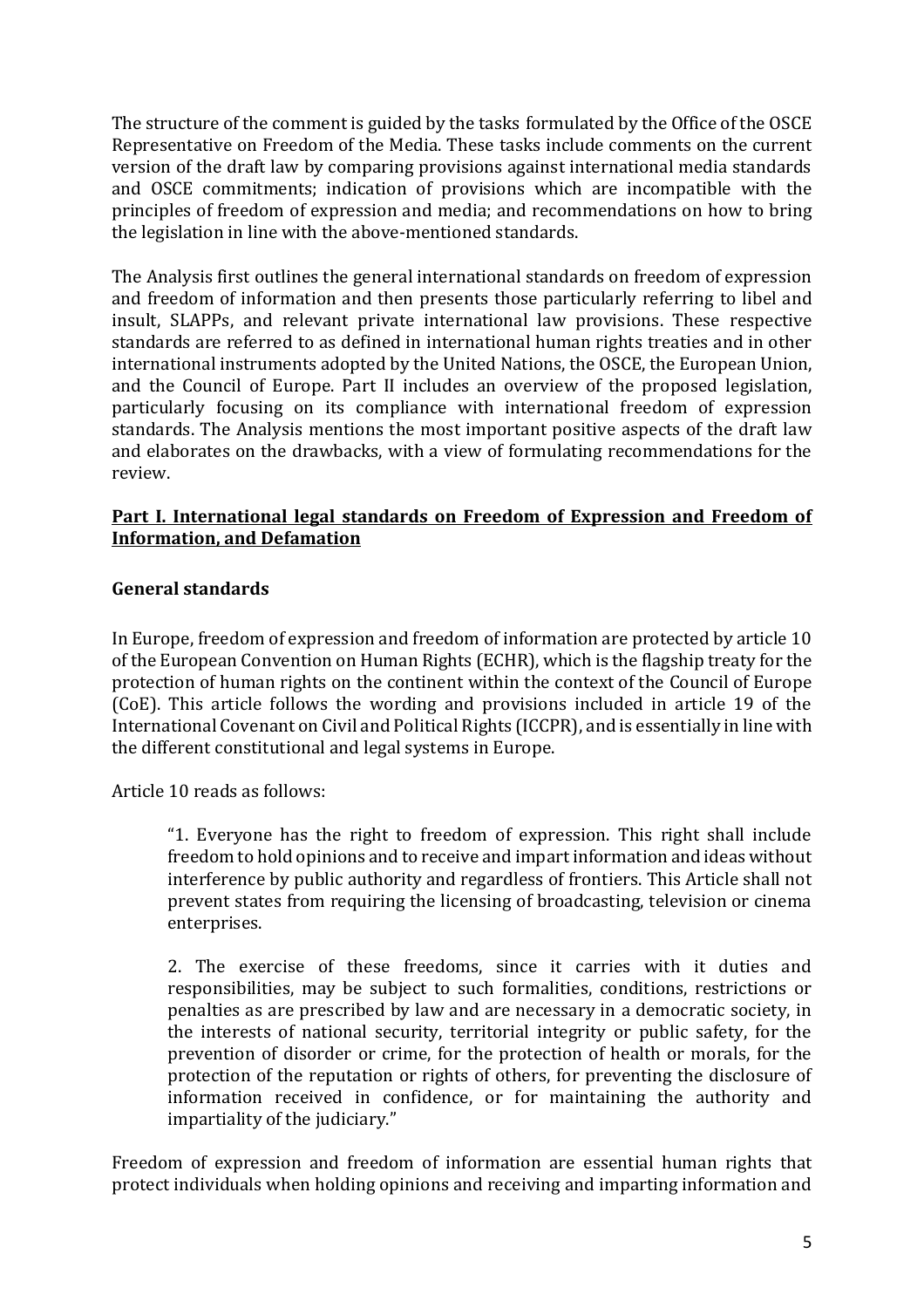The structure of the comment is guided by the tasks formulated by the Office of the OSCE Representative on Freedom of the Media. These tasks include comments on the current version of the draft law by comparing provisions against international media standards and OSCE commitments; indication of provisions which are incompatible with the principles of freedom of expression and media; and recommendations on how to bring the legislation in line with the above-mentioned standards.

The Analysis first outlines the general international standards on freedom of expression and freedom of information and then presents those particularly referring to libel and insult, SLAPPs, and relevant private international law provisions. These respective standards are referred to as defined in international human rights treaties and in other international instruments adopted by the United Nations, the OSCE, the European Union, and the Council of Europe. Part II includes an overview of the proposed legislation, particularly focusing on its compliance with international freedom of expression standards. The Analysis mentions the most important positive aspects of the draft law and elaborates on the drawbacks, with a view of formulating recommendations for the review.

## Part I. International legal standards on Freedom of Expression and Freedom of Information, and Defamation

### General standards

In Europe, freedom of expression and freedom of information are protected by article 10 of the European Convention on Human Rights (ECHR), which is the flagship treaty for the protection of human rights on the continent within the context of the Council of Europe (CoE). This article follows the wording and provisions included in article 19 of the International Covenant on Civil and Political Rights (ICCPR), and is essentially in line with the different constitutional and legal systems in Europe.

Article 10 reads as follows:

> "1. Everyone has the right to freedom of expression. This right shall include freedom to hold opinions and to receive and impart information and ideas without interference by public authority and regardless of frontiers. This Article shall not prevent states from requiring the licensing of broadcasting, television or cinema enterprises.
>
> 2. The exercise of these freedoms, since it carries with it duties and responsibilities, may be subject to such formalities, conditions, restrictions or penalties as are prescribed by law and are necessary in a democratic society, in the interests of national security, territorial integrity or public safety, for the prevention of disorder or crime, for the protection of health or morals, for the protection of the reputation or rights of others, for preventing the disclosure of information received in confidence, or for maintaining the authority and impartiality of the judiciary."

Freedom of expression and freedom of information are essential human rights that protect individuals when holding opinions and receiving and imparting information and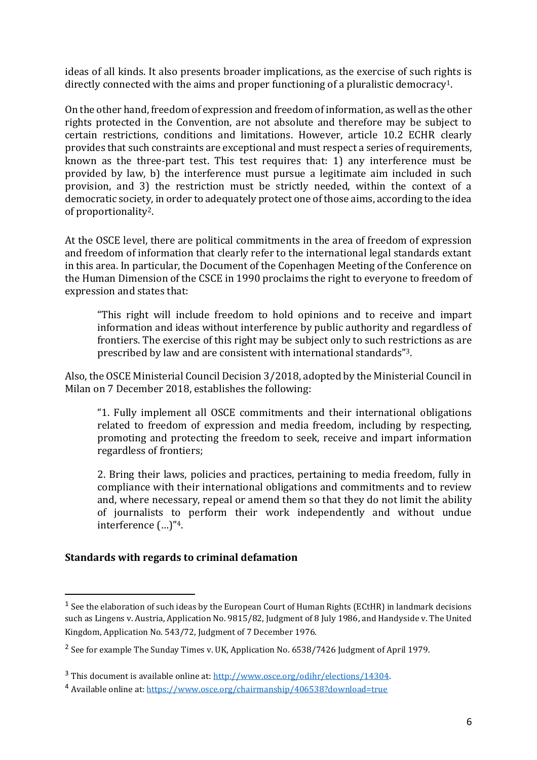ideas of all kinds. It also presents broader implications, as the exercise of such rights is directly connected with the aims and proper functioning of a pluralistic democracy[1].

On the other hand, freedom of expression and freedom of information, as well as the other rights protected in the Convention, are not absolute and therefore may be subject to certain restrictions, conditions and limitations. However, article 10.2 ECHR clearly provides that such constraints are exceptional and must respect a series of requirements, known as the three-part test. This test requires that: 1) any interference must be provided by law, b) the interference must pursue a legitimate aim included in such provision, and 3) the restriction must be strictly needed, within the context of a democratic society, in order to adequately protect one of those aims, according to the idea of proportionality[2].

At the OSCE level, there are political commitments in the area of freedom of expression and freedom of information that clearly refer to the international legal standards extant in this area. In particular, the Document of the Copenhagen Meeting of the Conference on the Human Dimension of the CSCE in 1990 proclaims the right to everyone to freedom of expression and states that:

> "This right will include freedom to hold opinions and to receive and impart information and ideas without interference by public authority and regardless of frontiers. The exercise of this right may be subject only to such restrictions as are prescribed by law and are consistent with international standards"[3].

Also, the OSCE Ministerial Council Decision 3/2018, adopted by the Ministerial Council in Milan on 7 December 2018, establishes the following:

> "1. Fully implement all OSCE commitments and their international obligations related to freedom of expression and media freedom, including by respecting, promoting and protecting the freedom to seek, receive and impart information regardless of frontiers;
>
> 2. Bring their laws, policies and practices, pertaining to media freedom, fully in compliance with their international obligations and commitments and to review and, where necessary, repeal or amend them so that they do not limit the ability of journalists to perform their work independently and without undue interference (…)"[4].

### Standards with regards to criminal defamation

---

[1] See the elaboration of such ideas by the European Court of Human Rights (ECtHR) in landmark decisions such as Lingens v. Austria, Application No. 9815/82, Judgment of 8 July 1986, and Handyside v. The United Kingdom, Application No. 543/72, Judgment of 7 December 1976.

[2] See for example The Sunday Times v. UK, Application No. 6538/7426 Judgment of April 1979.

[3] This document is available online at: http://www.osce.org/odihr/elections/14304.

[4] Available online at: https://www.osce.org/chairmanship/406538?download=true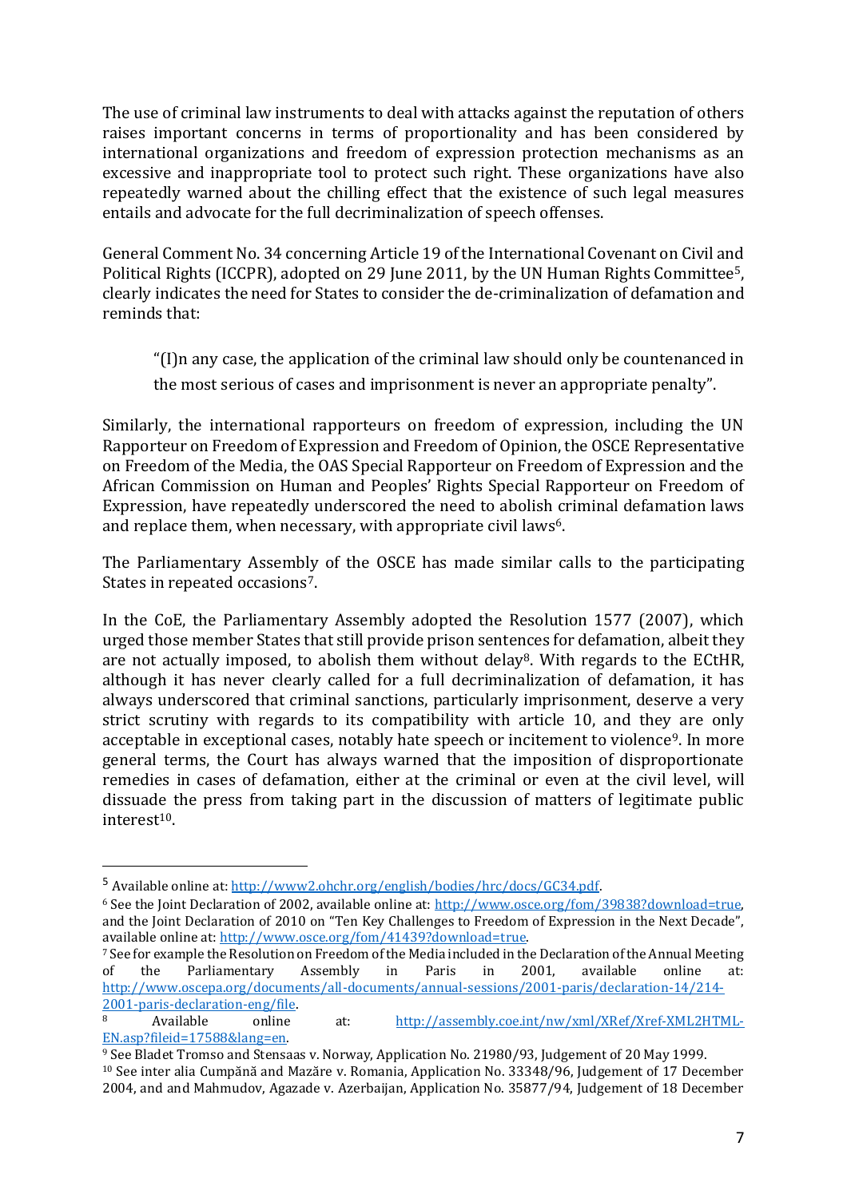The use of criminal law instruments to deal with attacks against the reputation of others raises important concerns in terms of proportionality and has been considered by international organizations and freedom of expression protection mechanisms as an excessive and inappropriate tool to protect such right. These organizations have also repeatedly warned about the chilling effect that the existence of such legal measures entails and advocate for the full decriminalization of speech offenses.

General Comment No. 34 concerning Article 19 of the International Covenant on Civil and Political Rights (ICCPR), adopted on 29 June 2011, by the UN Human Rights Committee[5], clearly indicates the need for States to consider the de-criminalization of defamation and reminds that:

> "(I)n any case, the application of the criminal law should only be countenanced in the most serious of cases and imprisonment is never an appropriate penalty".

Similarly, the international rapporteurs on freedom of expression, including the UN Rapporteur on Freedom of Expression and Freedom of Opinion, the OSCE Representative on Freedom of the Media, the OAS Special Rapporteur on Freedom of Expression and the African Commission on Human and Peoples' Rights Special Rapporteur on Freedom of Expression, have repeatedly underscored the need to abolish criminal defamation laws and replace them, when necessary, with appropriate civil laws[6].

The Parliamentary Assembly of the OSCE has made similar calls to the participating States in repeated occasions[7].

In the CoE, the Parliamentary Assembly adopted the Resolution 1577 (2007), which urged those member States that still provide prison sentences for defamation, albeit they are not actually imposed, to abolish them without delay[8]. With regards to the ECtHR, although it has never clearly called for a full decriminalization of defamation, it has always underscored that criminal sanctions, particularly imprisonment, deserve a very strict scrutiny with regards to its compatibility with article 10, and they are only acceptable in exceptional cases, notably hate speech or incitement to violence[9]. In more general terms, the Court has always warned that the imposition of disproportionate remedies in cases of defamation, either at the criminal or even at the civil level, will dissuade the press from taking part in the discussion of matters of legitimate public interest[10].

---

[5] Available online at: http://www2.ohchr.org/english/bodies/hrc/docs/GC34.pdf.

[6] See the Joint Declaration of 2002, available online at: http://www.osce.org/fom/39838?download=true, and the Joint Declaration of 2010 on "Ten Key Challenges to Freedom of Expression in the Next Decade", available online at: http://www.osce.org/fom/41439?download=true.

[7] See for example the Resolution on Freedom of the Media included in the Declaration of the Annual Meeting of the Parliamentary Assembly in Paris in 2001, available online at: http://www.oscepa.org/documents/all-documents/annual-sessions/2001-paris/declaration-14/214-2001-paris-declaration-eng/file.

[8] Available online at: http://assembly.coe.int/nw/xml/XRef/Xref-XML2HTML-EN.asp?fileid=17588&lang=en.

[9] See Bladet Tromso and Stensaas v. Norway, Application No. 21980/93, Judgement of 20 May 1999.

[10] See inter alia Cumpănă and Mazăre v. Romania, Application No. 33348/96, Judgement of 17 December 2004, and and Mahmudov, Agazade v. Azerbaijan, Application No. 35877/94, Judgement of 18 December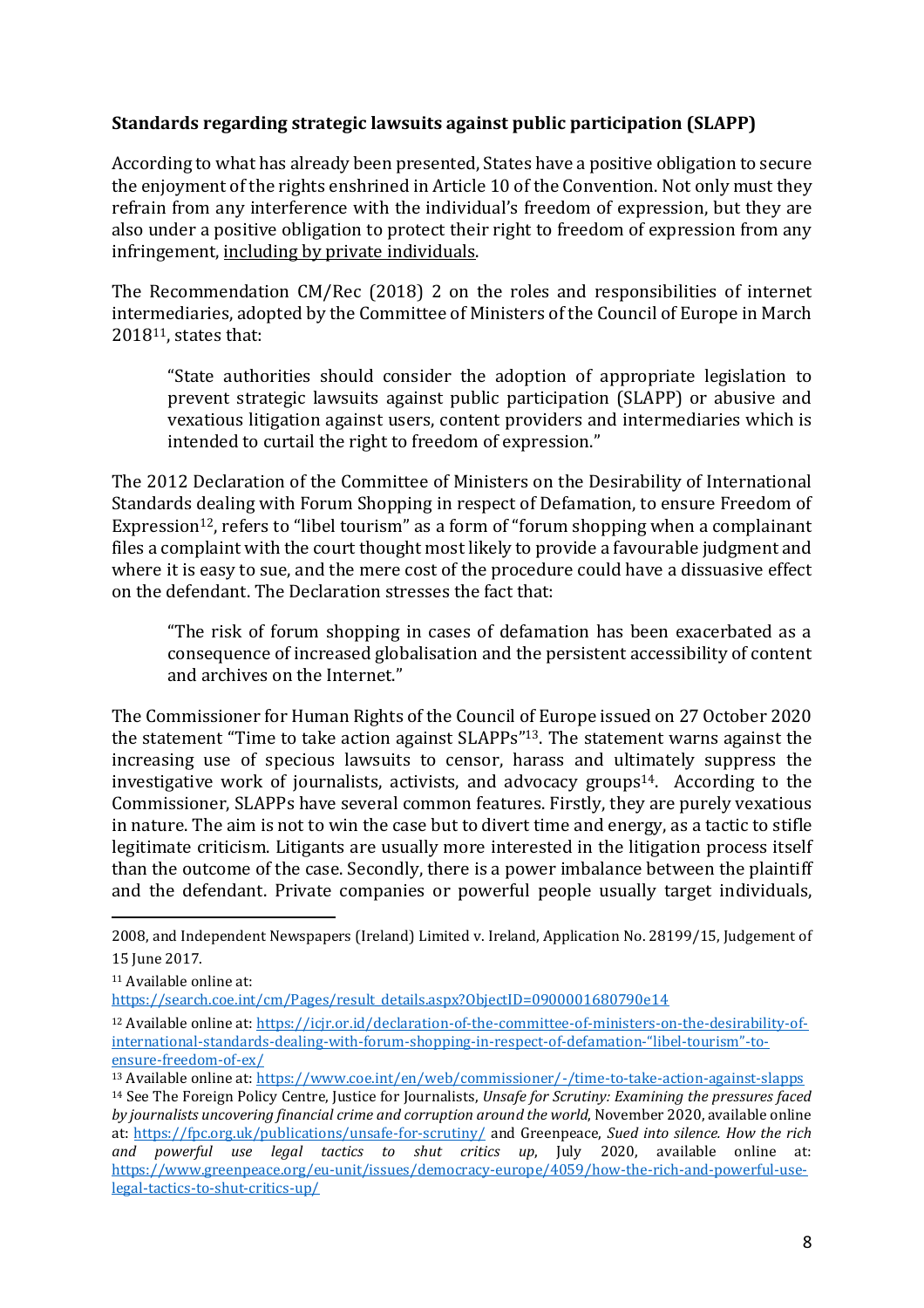**Standards regarding strategic lawsuits against public participation (SLAPP)**

According to what has already been presented, States have a positive obligation to secure the enjoyment of the rights enshrined in Article 10 of the Convention. Not only must they refrain from any interference with the individual's freedom of expression, but they are also under a positive obligation to protect their right to freedom of expression from any infringement, <u>including by private individuals</u>.

The Recommendation CM/Rec (2018) 2 on the roles and responsibilities of internet intermediaries, adopted by the Committee of Ministers of the Council of Europe in March 2018[11], states that:

> "State authorities should consider the adoption of appropriate legislation to prevent strategic lawsuits against public participation (SLAPP) or abusive and vexatious litigation against users, content providers and intermediaries which is intended to curtail the right to freedom of expression."

The 2012 Declaration of the Committee of Ministers on the Desirability of International Standards dealing with Forum Shopping in respect of Defamation, to ensure Freedom of Expression[12], refers to "libel tourism" as a form of "forum shopping when a complainant files a complaint with the court thought most likely to provide a favourable judgment and where it is easy to sue, and the mere cost of the procedure could have a dissuasive effect on the defendant. The Declaration stresses the fact that:

> "The risk of forum shopping in cases of defamation has been exacerbated as a consequence of increased globalisation and the persistent accessibility of content and archives on the Internet."

The Commissioner for Human Rights of the Council of Europe issued on 27 October 2020 the statement "Time to take action against SLAPPs"[13]. The statement warns against the increasing use of specious lawsuits to censor, harass and ultimately suppress the investigative work of journalists, activists, and advocacy groups[14]. According to the Commissioner, SLAPPs have several common features. Firstly, they are purely vexatious in nature. The aim is not to win the case but to divert time and energy, as a tactic to stifle legitimate criticism. Litigants are usually more interested in the litigation process itself than the outcome of the case. Secondly, there is a power imbalance between the plaintiff and the defendant. Private companies or powerful people usually target individuals,

---

2008, and Independent Newspapers (Ireland) Limited v. Ireland, Application No. 28199/15, Judgement of 15 June 2017.

[11] Available online at: https://search.coe.int/cm/Pages/result_details.aspx?ObjectID=0900001680790e14

[12] Available online at: https://icjr.or.id/declaration-of-the-committee-of-ministers-on-the-desirability-of-international-standards-dealing-with-forum-shopping-in-respect-of-defamation-"libel-tourism"-to-ensure-freedom-of-ex/

[13] Available online at: https://www.coe.int/en/web/commissioner/-/time-to-take-action-against-slapps

[14] See The Foreign Policy Centre, Justice for Journalists, *Unsafe for Scrutiny: Examining the pressures faced by journalists uncovering financial crime and corruption around the world*, November 2020, available online at: https://fpc.org.uk/publications/unsafe-for-scrutiny/ and Greenpeace, *Sued into silence. How the rich and powerful use legal tactics to shut critics up*, July 2020, available online at: https://www.greenpeace.org/eu-unit/issues/democracy-europe/4059/how-the-rich-and-powerful-use-legal-tactics-to-shut-critics-up/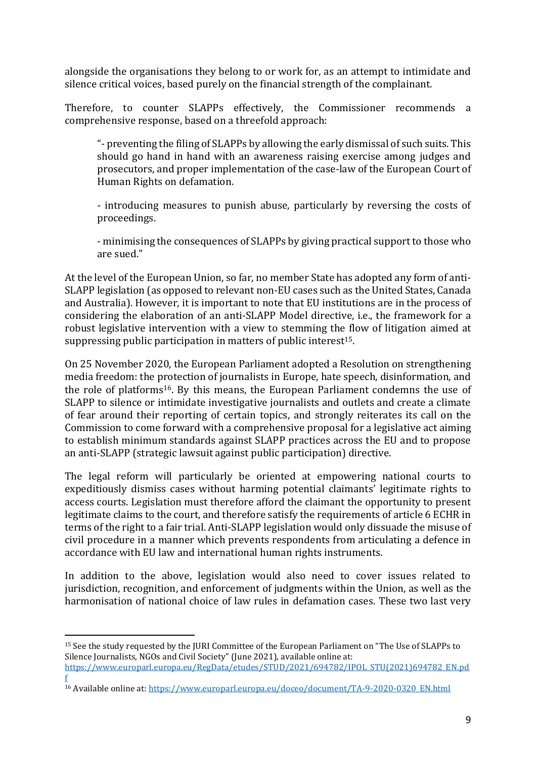alongside the organisations they belong to or work for, as an attempt to intimidate and silence critical voices, based purely on the financial strength of the complainant.

Therefore, to counter SLAPPs effectively, the Commissioner recommends a comprehensive response, based on a threefold approach:

> "- preventing the filing of SLAPPs by allowing the early dismissal of such suits. This should go hand in hand with an awareness raising exercise among judges and prosecutors, and proper implementation of the case-law of the European Court of Human Rights on defamation.
>
> - introducing measures to punish abuse, particularly by reversing the costs of proceedings.
>
> - minimising the consequences of SLAPPs by giving practical support to those who are sued."

At the level of the European Union, so far, no member State has adopted any form of anti-SLAPP legislation (as opposed to relevant non-EU cases such as the United States, Canada and Australia). However, it is important to note that EU institutions are in the process of considering the elaboration of an anti-SLAPP Model directive, i.e., the framework for a robust legislative intervention with a view to stemming the flow of litigation aimed at suppressing public participation in matters of public interest[15].

On 25 November 2020, the European Parliament adopted a Resolution on strengthening media freedom: the protection of journalists in Europe, hate speech, disinformation, and the role of platforms[16]. By this means, the European Parliament condemns the use of SLAPP to silence or intimidate investigative journalists and outlets and create a climate of fear around their reporting of certain topics, and strongly reiterates its call on the Commission to come forward with a comprehensive proposal for a legislative act aiming to establish minimum standards against SLAPP practices across the EU and to propose an anti-SLAPP (strategic lawsuit against public participation) directive.

The legal reform will particularly be oriented at empowering national courts to expeditiously dismiss cases without harming potential claimants' legitimate rights to access courts. Legislation must therefore afford the claimant the opportunity to present legitimate claims to the court, and therefore satisfy the requirements of article 6 ECHR in terms of the right to a fair trial. Anti-SLAPP legislation would only dissuade the misuse of civil procedure in a manner which prevents respondents from articulating a defence in accordance with EU law and international human rights instruments.

In addition to the above, legislation would also need to cover issues related to jurisdiction, recognition, and enforcement of judgments within the Union, as well as the harmonisation of national choice of law rules in defamation cases. These two last very

---

[15] See the study requested by the JURI Committee of the European Parliament on "The Use of SLAPPs to Silence Journalists, NGOs and Civil Society" (June 2021), available online at: https://www.europarl.europa.eu/RegData/etudes/STUD/2021/694782/IPOL_STU(2021)694782_EN.pdf

[16] Available online at: https://www.europarl.europa.eu/doceo/document/TA-9-2020-0320_EN.html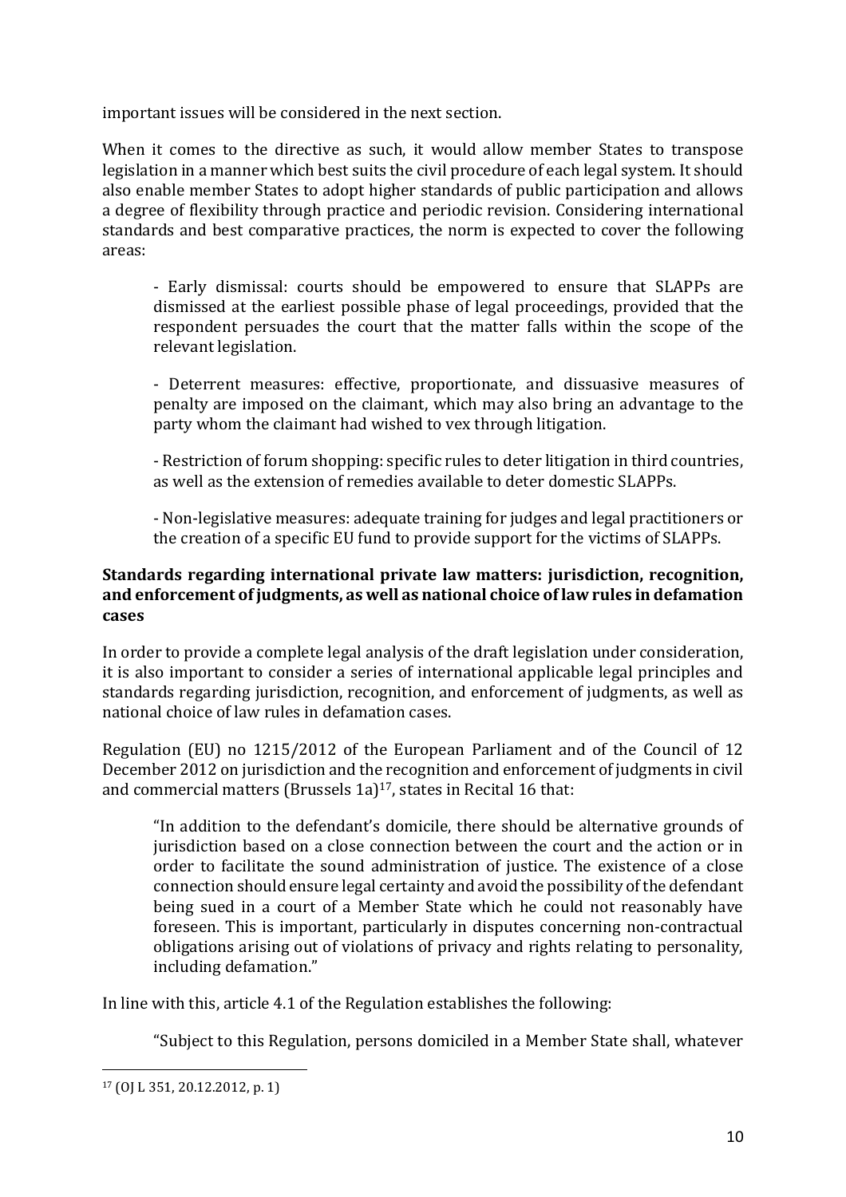important issues will be considered in the next section.

When it comes to the directive as such, it would allow member States to transpose legislation in a manner which best suits the civil procedure of each legal system. It should also enable member States to adopt higher standards of public participation and allows a degree of flexibility through practice and periodic revision. Considering international standards and best comparative practices, the norm is expected to cover the following areas:

> - Early dismissal: courts should be empowered to ensure that SLAPPs are dismissed at the earliest possible phase of legal proceedings, provided that the respondent persuades the court that the matter falls within the scope of the relevant legislation.
>
> - Deterrent measures: effective, proportionate, and dissuasive measures of penalty are imposed on the claimant, which may also bring an advantage to the party whom the claimant had wished to vex through litigation.
>
> - Restriction of forum shopping: specific rules to deter litigation in third countries, as well as the extension of remedies available to deter domestic SLAPPs.
>
> - Non-legislative measures: adequate training for judges and legal practitioners or the creation of a specific EU fund to provide support for the victims of SLAPPs.

**Standards regarding international private law matters: jurisdiction, recognition, and enforcement of judgments, as well as national choice of law rules in defamation cases**

In order to provide a complete legal analysis of the draft legislation under consideration, it is also important to consider a series of international applicable legal principles and standards regarding jurisdiction, recognition, and enforcement of judgments, as well as national choice of law rules in defamation cases.

Regulation (EU) no 1215/2012 of the European Parliament and of the Council of 12 December 2012 on jurisdiction and the recognition and enforcement of judgments in civil and commercial matters (Brussels 1a)[17], states in Recital 16 that:

> "In addition to the defendant's domicile, there should be alternative grounds of jurisdiction based on a close connection between the court and the action or in order to facilitate the sound administration of justice. The existence of a close connection should ensure legal certainty and avoid the possibility of the defendant being sued in a court of a Member State which he could not reasonably have foreseen. This is important, particularly in disputes concerning non-contractual obligations arising out of violations of privacy and rights relating to personality, including defamation."

In line with this, article 4.1 of the Regulation establishes the following:

> "Subject to this Regulation, persons domiciled in a Member State shall, whatever

[17] (OJ L 351, 20.12.2012, p. 1)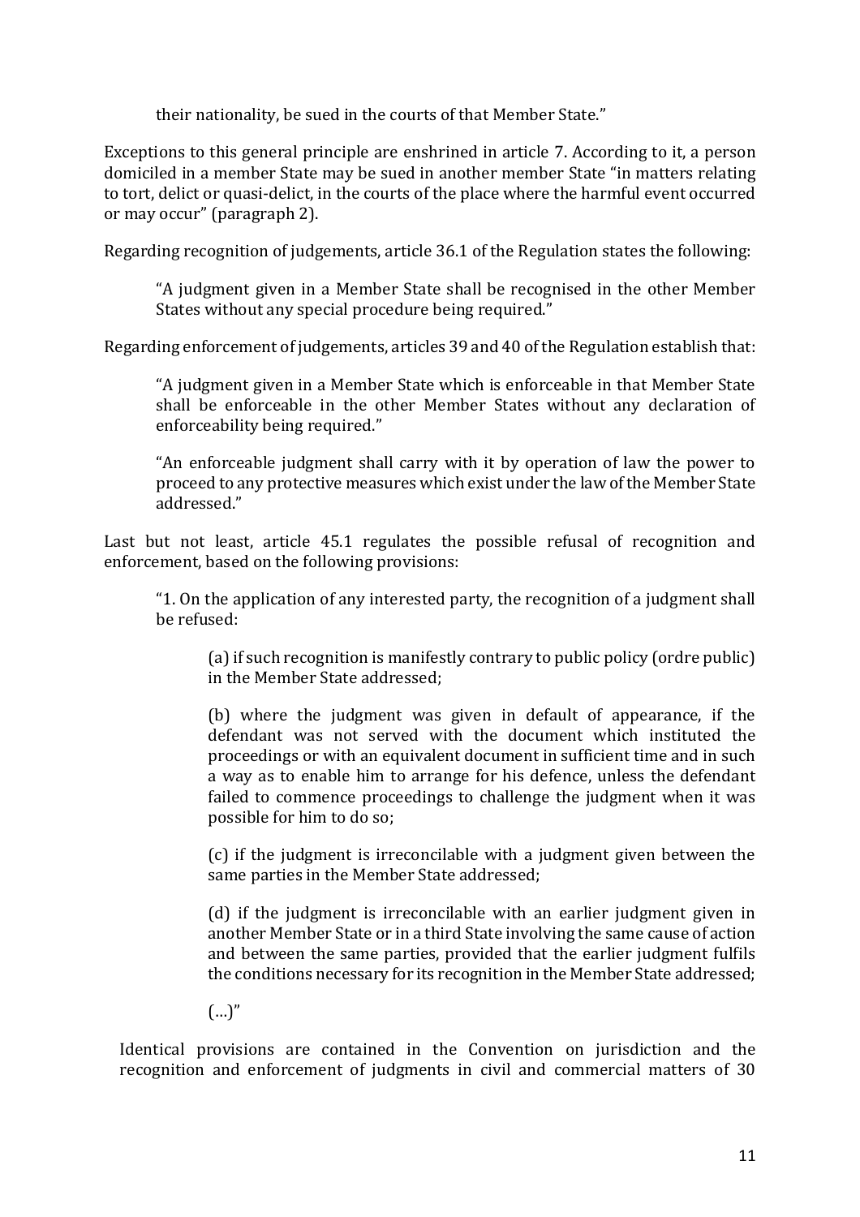> their nationality, be sued in the courts of that Member State."

Exceptions to this general principle are enshrined in article 7. According to it, a person domiciled in a member State may be sued in another member State "in matters relating to tort, delict or quasi-delict, in the courts of the place where the harmful event occurred or may occur" (paragraph 2).

Regarding recognition of judgements, article 36.1 of the Regulation states the following:

> "A judgment given in a Member State shall be recognised in the other Member States without any special procedure being required."

Regarding enforcement of judgements, articles 39 and 40 of the Regulation establish that:

> "A judgment given in a Member State which is enforceable in that Member State shall be enforceable in the other Member States without any declaration of enforceability being required."
>
> "An enforceable judgment shall carry with it by operation of law the power to proceed to any protective measures which exist under the law of the Member State addressed."

Last but not least, article 45.1 regulates the possible refusal of recognition and enforcement, based on the following provisions:

> "1. On the application of any interested party, the recognition of a judgment shall be refused:
>
> > (a) if such recognition is manifestly contrary to public policy (ordre public) in the Member State addressed;
> >
> > (b) where the judgment was given in default of appearance, if the defendant was not served with the document which instituted the proceedings or with an equivalent document in sufficient time and in such a way as to enable him to arrange for his defence, unless the defendant failed to commence proceedings to challenge the judgment when it was possible for him to do so;
> >
> > (c) if the judgment is irreconcilable with a judgment given between the same parties in the Member State addressed;
> >
> > (d) if the judgment is irreconcilable with an earlier judgment given in another Member State or in a third State involving the same cause of action and between the same parties, provided that the earlier judgment fulfils the conditions necessary for its recognition in the Member State addressed;
> >
> > (…)"

Identical provisions are contained in the Convention on jurisdiction and the recognition and enforcement of judgments in civil and commercial matters of 30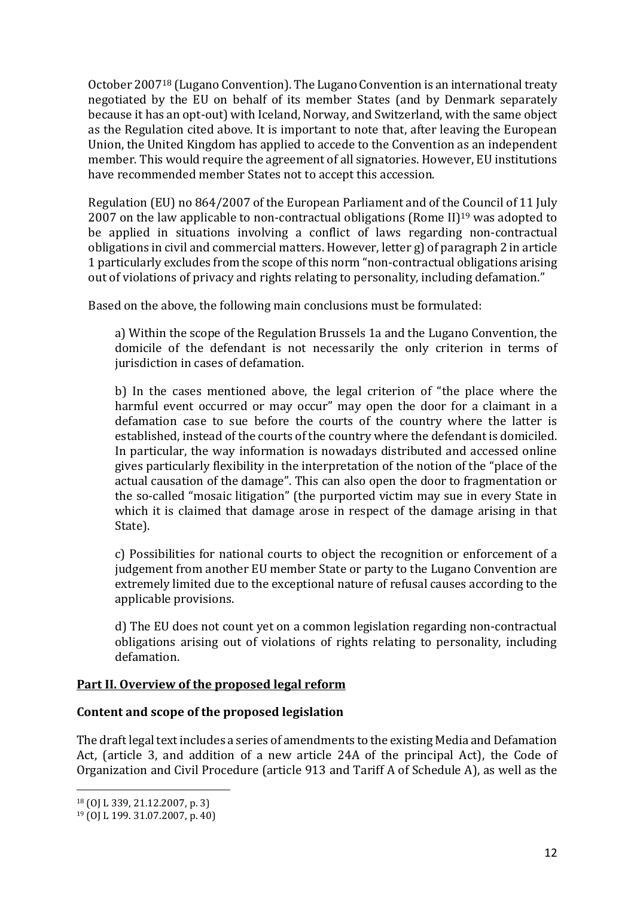October 2007[18] (Lugano Convention). The Lugano Convention is an international treaty negotiated by the EU on behalf of its member States (and by Denmark separately because it has an opt-out) with Iceland, Norway, and Switzerland, with the same object as the Regulation cited above. It is important to note that, after leaving the European Union, the United Kingdom has applied to accede to the Convention as an independent member. This would require the agreement of all signatories. However, EU institutions have recommended member States not to accept this accession.

Regulation (EU) no 864/2007 of the European Parliament and of the Council of 11 July 2007 on the law applicable to non-contractual obligations (Rome II)[19] was adopted to be applied in situations involving a conflict of laws regarding non-contractual obligations in civil and commercial matters. However, letter g) of paragraph 2 in article 1 particularly excludes from the scope of this norm "non-contractual obligations arising out of violations of privacy and rights relating to personality, including defamation."

Based on the above, the following main conclusions must be formulated:

a) Within the scope of the Regulation Brussels 1a and the Lugano Convention, the domicile of the defendant is not necessarily the only criterion in terms of jurisdiction in cases of defamation.

b) In the cases mentioned above, the legal criterion of "the place where the harmful event occurred or may occur" may open the door for a claimant in a defamation case to sue before the courts of the country where the latter is established, instead of the courts of the country where the defendant is domiciled. In particular, the way information is nowadays distributed and accessed online gives particularly flexibility in the interpretation of the notion of the "place of the actual causation of the damage". This can also open the door to fragmentation or the so-called "mosaic litigation" (the purported victim may sue in every State in which it is claimed that damage arose in respect of the damage arising in that State).

c) Possibilities for national courts to object the recognition or enforcement of a judgement from another EU member State or party to the Lugano Convention are extremely limited due to the exceptional nature of refusal causes according to the applicable provisions.

d) The EU does not count yet on a common legislation regarding non-contractual obligations arising out of violations of rights relating to personality, including defamation.

## Part II. Overview of the proposed legal reform

### Content and scope of the proposed legislation

The draft legal text includes a series of amendments to the existing Media and Defamation Act, (article 3, and addition of a new article 24A of the principal Act), the Code of Organization and Civil Procedure (article 913 and Tariff A of Schedule A), as well as the

[18] (OJ L 339, 21.12.2007, p. 3)

[19] (OJ L 199. 31.07.2007, p. 40)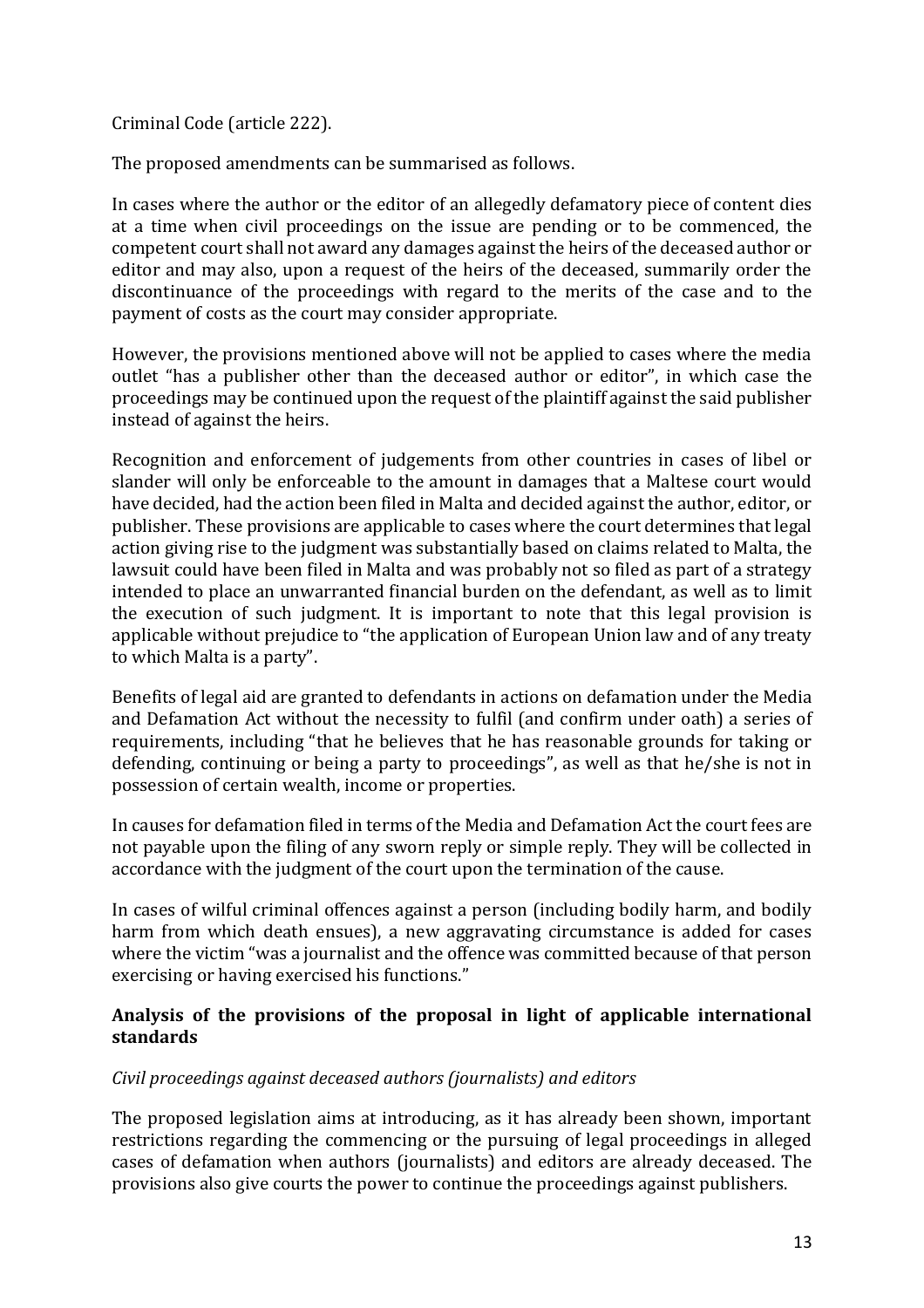Criminal Code (article 222).

The proposed amendments can be summarised as follows.

In cases where the author or the editor of an allegedly defamatory piece of content dies at a time when civil proceedings on the issue are pending or to be commenced, the competent court shall not award any damages against the heirs of the deceased author or editor and may also, upon a request of the heirs of the deceased, summarily order the discontinuance of the proceedings with regard to the merits of the case and to the payment of costs as the court may consider appropriate.

However, the provisions mentioned above will not be applied to cases where the media outlet "has a publisher other than the deceased author or editor", in which case the proceedings may be continued upon the request of the plaintiff against the said publisher instead of against the heirs.

Recognition and enforcement of judgements from other countries in cases of libel or slander will only be enforceable to the amount in damages that a Maltese court would have decided, had the action been filed in Malta and decided against the author, editor, or publisher. These provisions are applicable to cases where the court determines that legal action giving rise to the judgment was substantially based on claims related to Malta, the lawsuit could have been filed in Malta and was probably not so filed as part of a strategy intended to place an unwarranted financial burden on the defendant, as well as to limit the execution of such judgment. It is important to note that this legal provision is applicable without prejudice to "the application of European Union law and of any treaty to which Malta is a party".

Benefits of legal aid are granted to defendants in actions on defamation under the Media and Defamation Act without the necessity to fulfil (and confirm under oath) a series of requirements, including "that he believes that he has reasonable grounds for taking or defending, continuing or being a party to proceedings", as well as that he/she is not in possession of certain wealth, income or properties.

In causes for defamation filed in terms of the Media and Defamation Act the court fees are not payable upon the filing of any sworn reply or simple reply. They will be collected in accordance with the judgment of the court upon the termination of the cause.

In cases of wilful criminal offences against a person (including bodily harm, and bodily harm from which death ensues), a new aggravating circumstance is added for cases where the victim "was a journalist and the offence was committed because of that person exercising or having exercised his functions."

**Analysis of the provisions of the proposal in light of applicable international standards**

*Civil proceedings against deceased authors (journalists) and editors*

The proposed legislation aims at introducing, as it has already been shown, important restrictions regarding the commencing or the pursuing of legal proceedings in alleged cases of defamation when authors (journalists) and editors are already deceased. The provisions also give courts the power to continue the proceedings against publishers.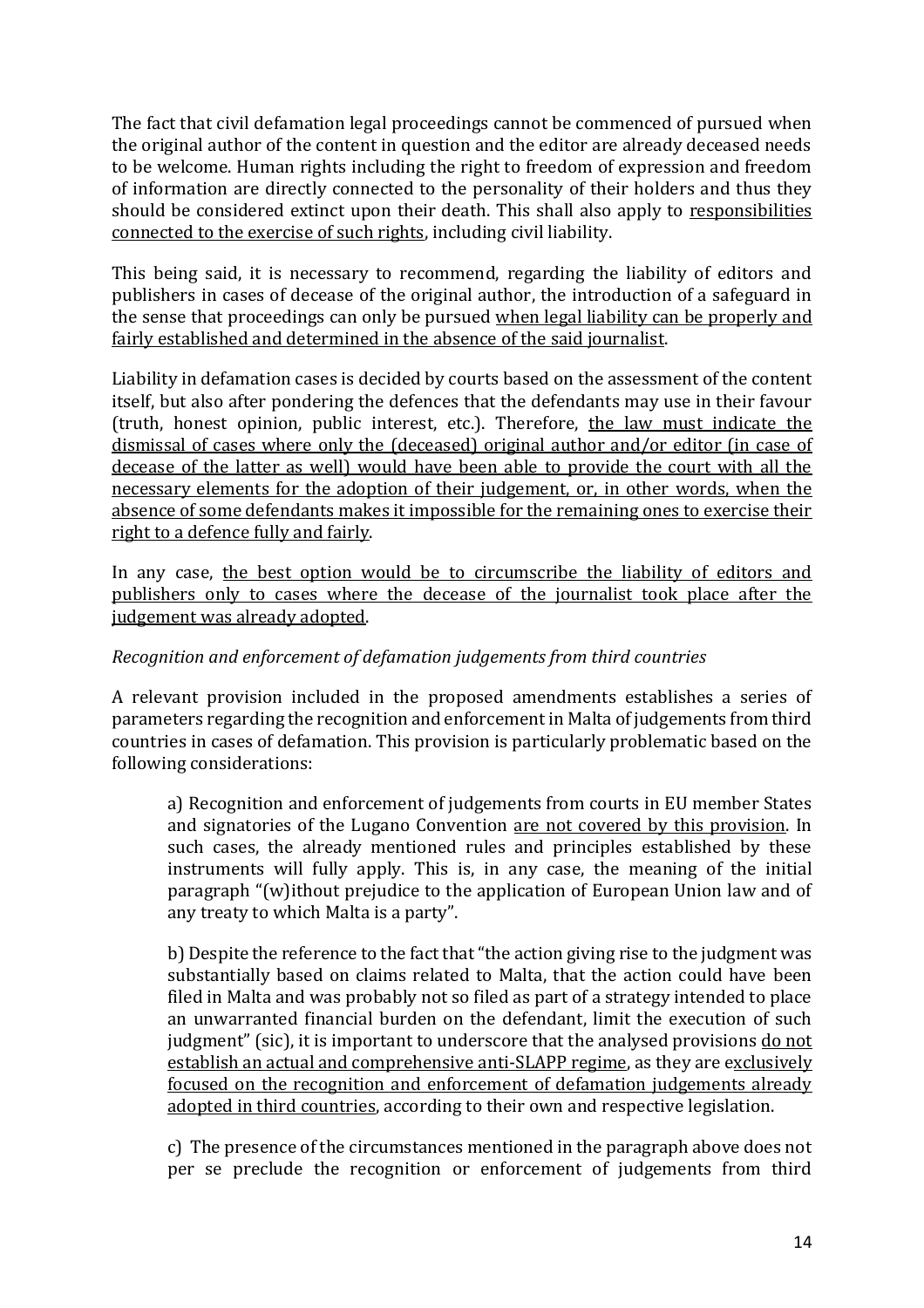The fact that civil defamation legal proceedings cannot be commenced of pursued when the original author of the content in question and the editor are already deceased needs to be welcome. Human rights including the right to freedom of expression and freedom of information are directly connected to the personality of their holders and thus they should be considered extinct upon their death. This shall also apply to <u>responsibilities connected to the exercise of such rights</u>, including civil liability.

This being said, it is necessary to recommend, regarding the liability of editors and publishers in cases of decease of the original author, the introduction of a safeguard in the sense that proceedings can only be pursued <u>when legal liability can be properly and fairly established and determined in the absence of the said journalist</u>.

Liability in defamation cases is decided by courts based on the assessment of the content itself, but also after pondering the defences that the defendants may use in their favour (truth, honest opinion, public interest, etc.). Therefore, <u>the law must indicate the dismissal of cases where only the (deceased) original author and/or editor (in case of decease of the latter as well) would have been able to provide the court with all the necessary elements for the adoption of their judgement, or, in other words, when the absence of some defendants makes it impossible for the remaining ones to exercise their right to a defence fully and fairly</u>.

In any case, <u>the best option would be to circumscribe the liability of editors and publishers only to cases where the decease of the journalist took place after the judgement was already adopted</u>.

*Recognition and enforcement of defamation judgements from third countries*

A relevant provision included in the proposed amendments establishes a series of parameters regarding the recognition and enforcement in Malta of judgements from third countries in cases of defamation. This provision is particularly problematic based on the following considerations:

> a) Recognition and enforcement of judgements from courts in EU member States and signatories of the Lugano Convention <u>are not covered by this provision</u>. In such cases, the already mentioned rules and principles established by these instruments will fully apply. This is, in any case, the meaning of the initial paragraph "(w)ithout prejudice to the application of European Union law and of any treaty to which Malta is a party".
>
> b) Despite the reference to the fact that "the action giving rise to the judgment was substantially based on claims related to Malta, that the action could have been filed in Malta and was probably not so filed as part of a strategy intended to place an unwarranted financial burden on the defendant, limit the execution of such judgment" (sic), it is important to underscore that the analysed provisions <u>do not establish an actual and comprehensive anti-SLAPP regime</u>, as they are <u>exclusively focused on the recognition and enforcement of defamation judgements already adopted in third countries</u>, according to their own and respective legislation.
>
> c) The presence of the circumstances mentioned in the paragraph above does not per se preclude the recognition or enforcement of judgements from third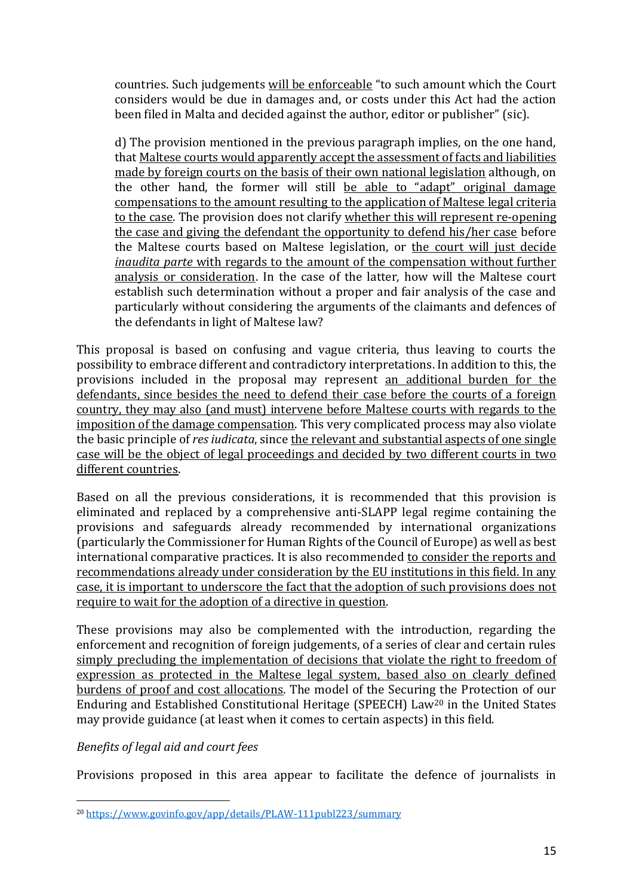countries. Such judgements <u>will be enforceable</u> "to such amount which the Court considers would be due in damages and, or costs under this Act had the action been filed in Malta and decided against the author, editor or publisher" (sic).

d) The provision mentioned in the previous paragraph implies, on the one hand, that <u>Maltese courts would apparently accept the assessment of facts and liabilities made by foreign courts on the basis of their own national legislation</u> although, on the other hand, the former will still <u>be able to "adapt" original damage compensations to the amount resulting to the application of Maltese legal criteria to the case</u>. The provision does not clarify <u>whether this will represent re-opening the case and giving the defendant the opportunity to defend his/her case</u> before the Maltese courts based on Maltese legislation, or <u>the court will just decide *inaudita parte* with regards to the amount of the compensation without further analysis or consideration</u>. In the case of the latter, how will the Maltese court establish such determination without a proper and fair analysis of the case and particularly without considering the arguments of the claimants and defences of the defendants in light of Maltese law?

This proposal is based on confusing and vague criteria, thus leaving to courts the possibility to embrace different and contradictory interpretations. In addition to this, the provisions included in the proposal may represent <u>an additional burden for the defendants, since besides the need to defend their case before the courts of a foreign country, they may also (and must) intervene before Maltese courts with regards to the imposition of the damage compensation</u>. This very complicated process may also violate the basic principle of *res iudicata*, since <u>the relevant and substantial aspects of one single case will be the object of legal proceedings and decided by two different courts in two different countries</u>.

Based on all the previous considerations, it is recommended that this provision is eliminated and replaced by a comprehensive anti-SLAPP legal regime containing the provisions and safeguards already recommended by international organizations (particularly the Commissioner for Human Rights of the Council of Europe) as well as best international comparative practices. It is also recommended <u>to consider the reports and recommendations already under consideration by the EU institutions in this field. In any case, it is important to underscore the fact that the adoption of such provisions does not require to wait for the adoption of a directive in question</u>.

These provisions may also be complemented with the introduction, regarding the enforcement and recognition of foreign judgements, of a series of clear and certain rules <u>simply precluding the implementation of decisions that violate the right to freedom of expression as protected in the Maltese legal system, based also on clearly defined burdens of proof and cost allocations</u>. The model of the Securing the Protection of our Enduring and Established Constitutional Heritage (SPEECH) Law[20] in the United States may provide guidance (at least when it comes to certain aspects) in this field.

*Benefits of legal aid and court fees*

Provisions proposed in this area appear to facilitate the defence of journalists in

[20] https://www.govinfo.gov/app/details/PLAW-111publ223/summary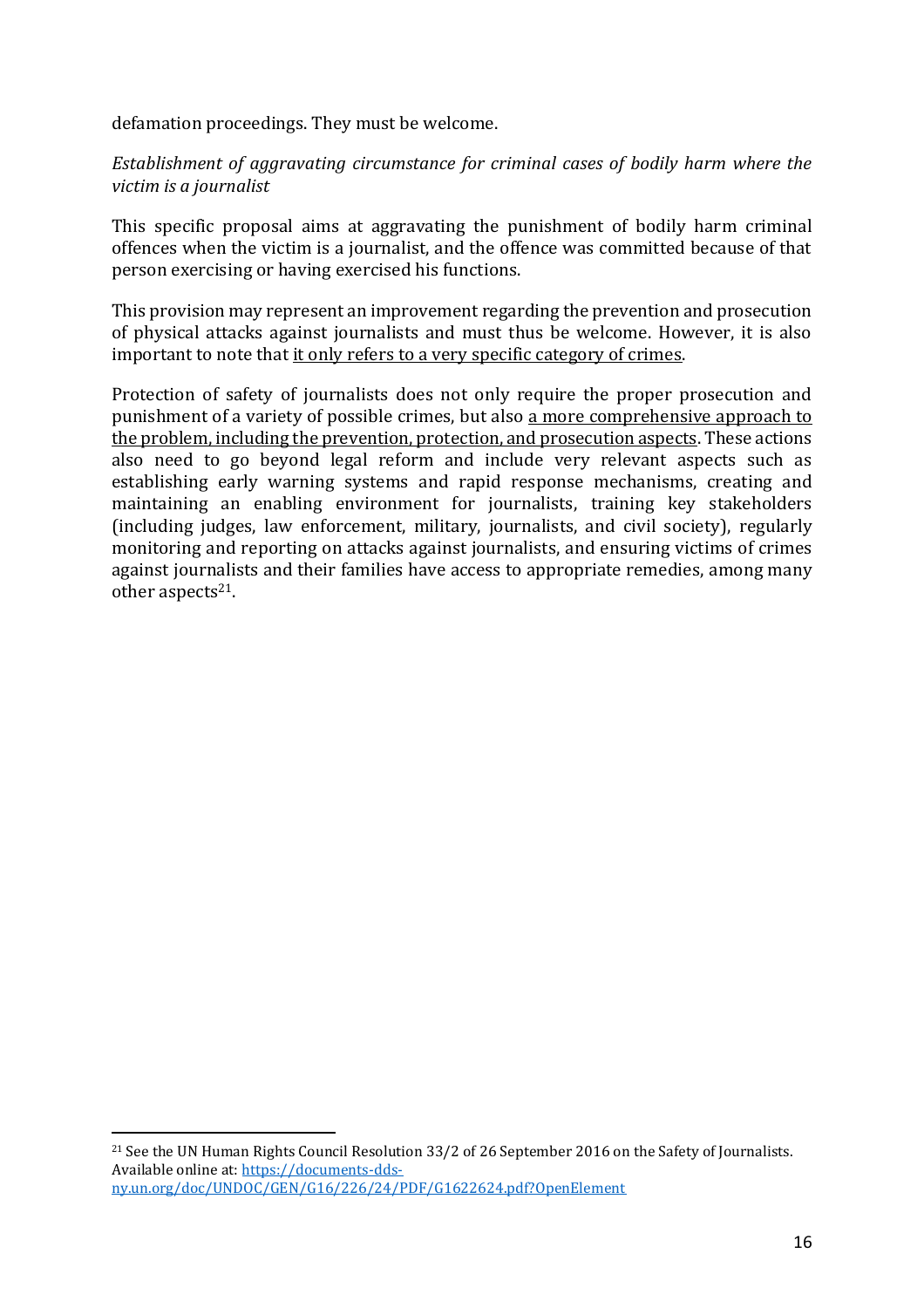defamation proceedings. They must be welcome.

*Establishment of aggravating circumstance for criminal cases of bodily harm where the victim is a journalist*

This specific proposal aims at aggravating the punishment of bodily harm criminal offences when the victim is a journalist, and the offence was committed because of that person exercising or having exercised his functions.

This provision may represent an improvement regarding the prevention and prosecution of physical attacks against journalists and must thus be welcome. However, it is also important to note that <u>it only refers to a very specific category of crimes</u>.

Protection of safety of journalists does not only require the proper prosecution and punishment of a variety of possible crimes, but also <u>a more comprehensive approach to the problem, including the prevention, protection, and prosecution aspects</u>. These actions also need to go beyond legal reform and include very relevant aspects such as establishing early warning systems and rapid response mechanisms, creating and maintaining an enabling environment for journalists, training key stakeholders (including judges, law enforcement, military, journalists, and civil society), regularly monitoring and reporting on attacks against journalists, and ensuring victims of crimes against journalists and their families have access to appropriate remedies, among many other aspects[21].

---

[21] See the UN Human Rights Council Resolution 33/2 of 26 September 2016 on the Safety of Journalists. Available online at: https://documents-dds-ny.un.org/doc/UNDOC/GEN/G16/226/24/PDF/G1622624.pdf?OpenElement